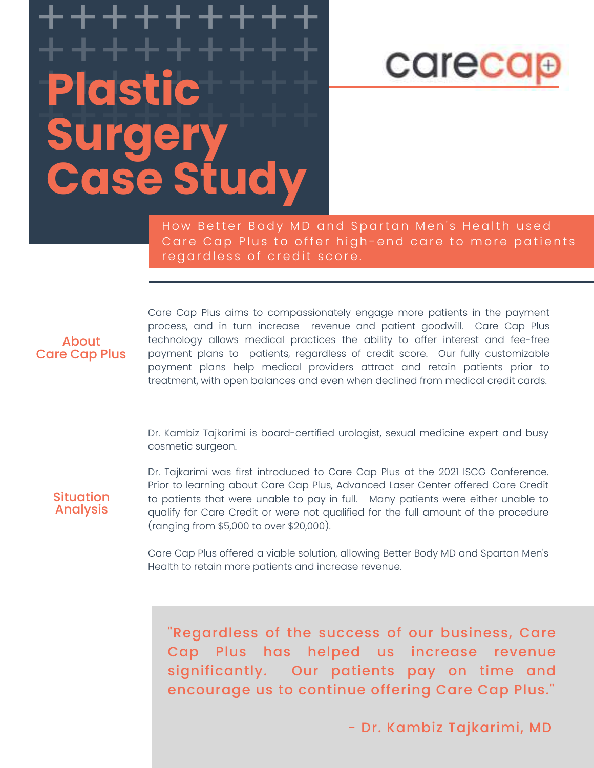# Plastic Surgery Case Study

carecap

How Better Body MD and Spartan Men's Health used Care Cap Plus to offer high-end care to more patients regardless of credit score.

## About Care Cap Plus

Care Cap Plus aims to compassionately engage more patients in the payment process, and in turn increase revenue and patient goodwill. Care Cap Plus technology allows medical practices the ability to offer interest and fee-free payment plans to patients, regardless of credit score. Our fully customizable payment plans help medical providers attract and retain patients prior to treatment, with open balances and even when declined from medical credit cards.

## Situation Analysis

Dr. Kambiz Tajkarimi is board-certified urologist, sexual medicine expert and busy cosmetic surgeon.

Dr. Tajkarimi was first introduced to Care Cap Plus at the 2021 ISCG Conference. Prior to learning about Care Cap Plus, Advanced Laser Center offered Care Credit to patients that were unable to pay in full. Many patients were either unable to qualify for Care Credit or were not qualified for the full amount of the procedure (ranging from $5,000 to over $20,000).

Care Cap Plus offered a viable solution, allowing Better Body MD and Spartan Men's Health to retain more patients and increase revenue.

> "Regardless of the success of our business, Care Cap Plus has helped us increase revenue significantly. Our patients pay on time and encourage us to continue offering Care Cap Plus."
>
> \- Dr. Kambiz Tajkarimi, MD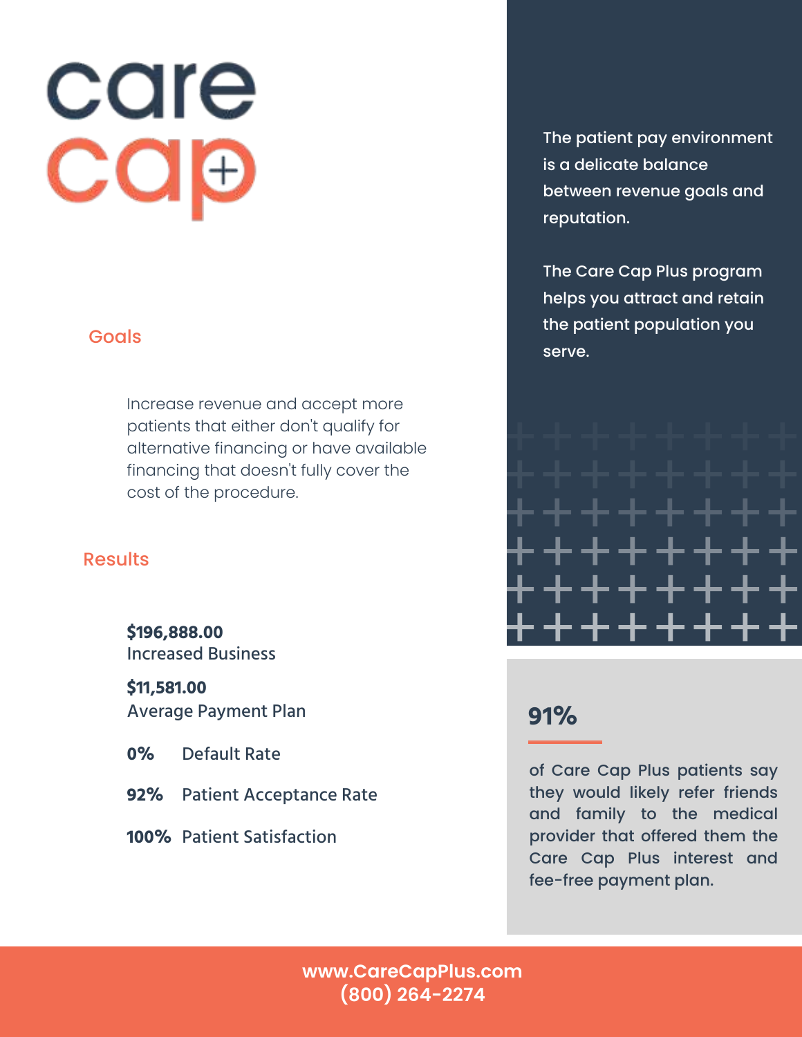care cap+

The patient pay environment is a delicate balance between revenue goals and reputation.

The Care Cap Plus program helps you attract and retain the patient population you serve.

## Goals

Increase revenue and accept more patients that either don't qualify for alternative financing or have available financing that doesn't fully cover the cost of the procedure.

## Results

**$196,888.00**
Increased Business

**$11,581.00**
Average Payment Plan

**0%** Default Rate

**92%** Patient Acceptance Rate

**100%** Patient Satisfaction

## 91%

of Care Cap Plus patients say they would likely refer friends and family to the medical provider that offered them the Care Cap Plus interest and fee-free payment plan.

**www.CareCapPlus.com**
**(800) 264-2274**